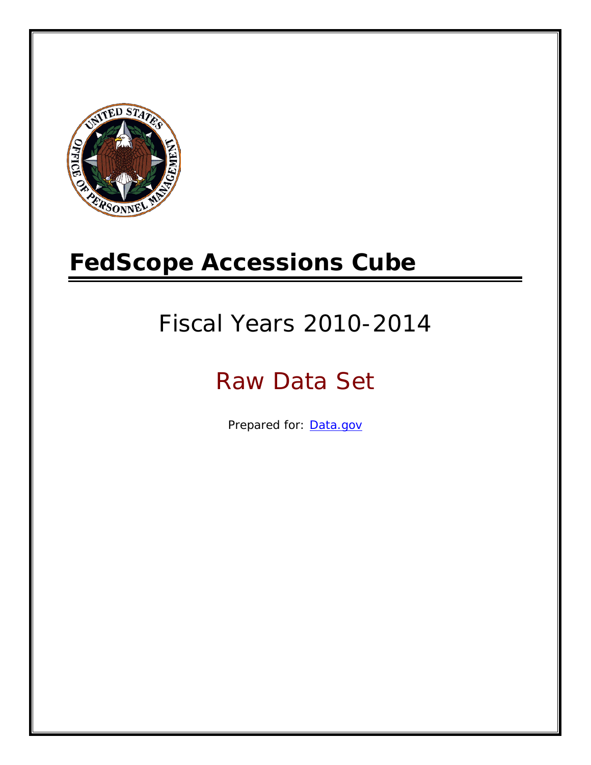# FedScope Accessions Cube

## Fiscal Years 2010-2014

## Raw Data Set

Prepared for: [Data.gov](Data.gov)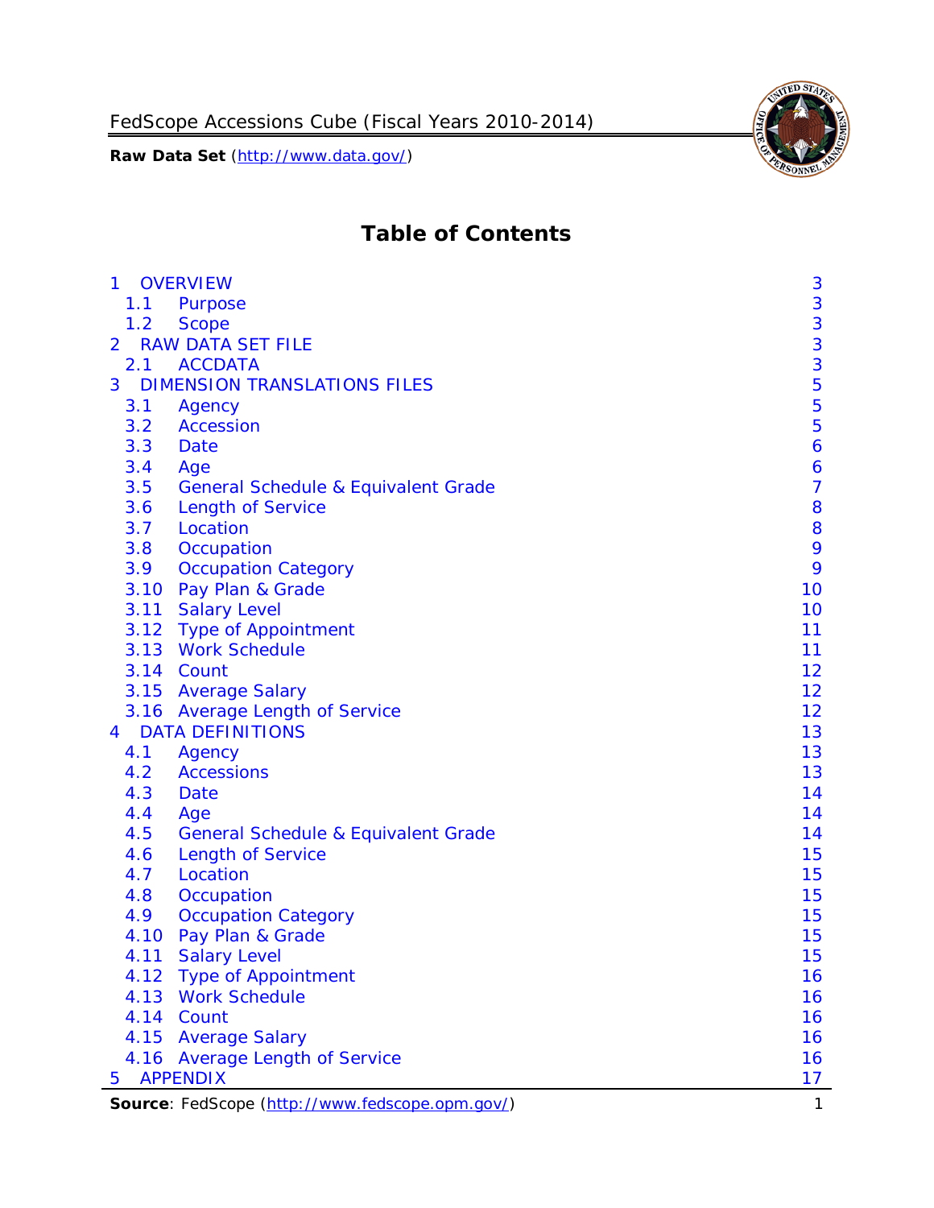# Table of Contents

| | | |
|---|---|---|
| 1 | OVERVIEW | 3 |
| 1.1 | Purpose | 3 |
| 1.2 | Scope | 3 |
| 2 | RAW DATA SET FILE | 3 |
| 2.1 | ACCDATA | 3 |
| 3 | DIMENSION TRANSLATIONS FILES | 5 |
| 3.1 | Agency | 5 |
| 3.2 | Accession | 5 |
| 3.3 | Date | 6 |
| 3.4 | Age | 6 |
| 3.5 | General Schedule & Equivalent Grade | 7 |
| 3.6 | Length of Service | 8 |
| 3.7 | Location | 8 |
| 3.8 | Occupation | 9 |
| 3.9 | Occupation Category | 9 |
| 3.10 | Pay Plan & Grade | 10 |
| 3.11 | Salary Level | 10 |
| 3.12 | Type of Appointment | 11 |
| 3.13 | Work Schedule | 11 |
| 3.14 | Count | 12 |
| 3.15 | Average Salary | 12 |
| 3.16 | Average Length of Service | 12 |
| 4 | DATA DEFINITIONS | 13 |
| 4.1 | Agency | 13 |
| 4.2 | Accessions | 13 |
| 4.3 | Date | 14 |
| 4.4 | Age | 14 |
| 4.5 | General Schedule & Equivalent Grade | 14 |
| 4.6 | Length of Service | 15 |
| 4.7 | Location | 15 |
| 4.8 | Occupation | 15 |
| 4.9 | Occupation Category | 15 |
| 4.10 | Pay Plan & Grade | 15 |
| 4.11 | Salary Level | 15 |
| 4.12 | Type of Appointment | 16 |
| 4.13 | Work Schedule | 16 |
| 4.14 | Count | 16 |
| 4.15 | Average Salary | 16 |
| 4.16 | Average Length of Service | 16 |
| 5 | APPENDIX | 17 |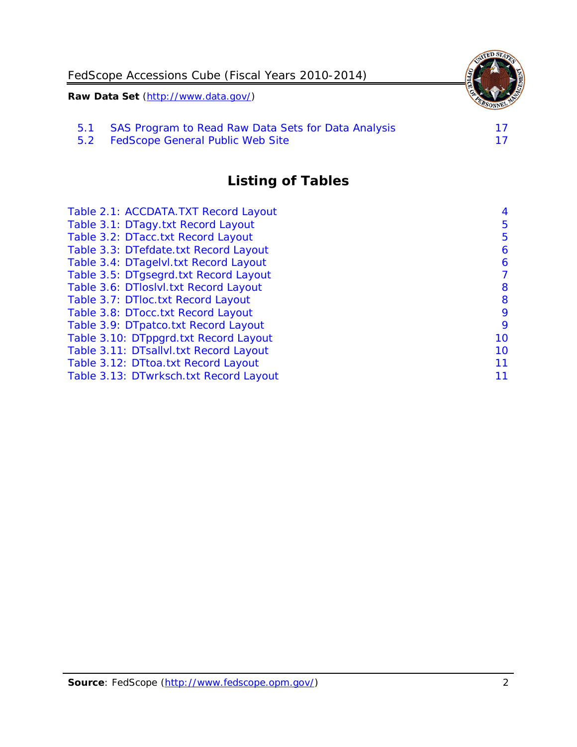5.1 SAS Program to Read Raw Data Sets for Data Analysis 17
5.2 FedScope General Public Web Site 17

## Listing of Tables

Table 2.1: ACCDATA.TXT Record Layout 4
Table 3.1: DTagy.txt Record Layout 5
Table 3.2: DTacc.txt Record Layout 5
Table 3.3: DTefdate.txt Record Layout 6
Table 3.4: DTagelvl.txt Record Layout 6
Table 3.5: DTgsegrd.txt Record Layout 7
Table 3.6: DTloslvl.txt Record Layout 8
Table 3.7: DTloc.txt Record Layout 8
Table 3.8: DTocc.txt Record Layout 9
Table 3.9: DTpatco.txt Record Layout 9
Table 3.10: DTppgrd.txt Record Layout 10
Table 3.11: DTsallvl.txt Record Layout 10
Table 3.12: DTtoa.txt Record Layout 11
Table 3.13: DTwrksch.txt Record Layout 11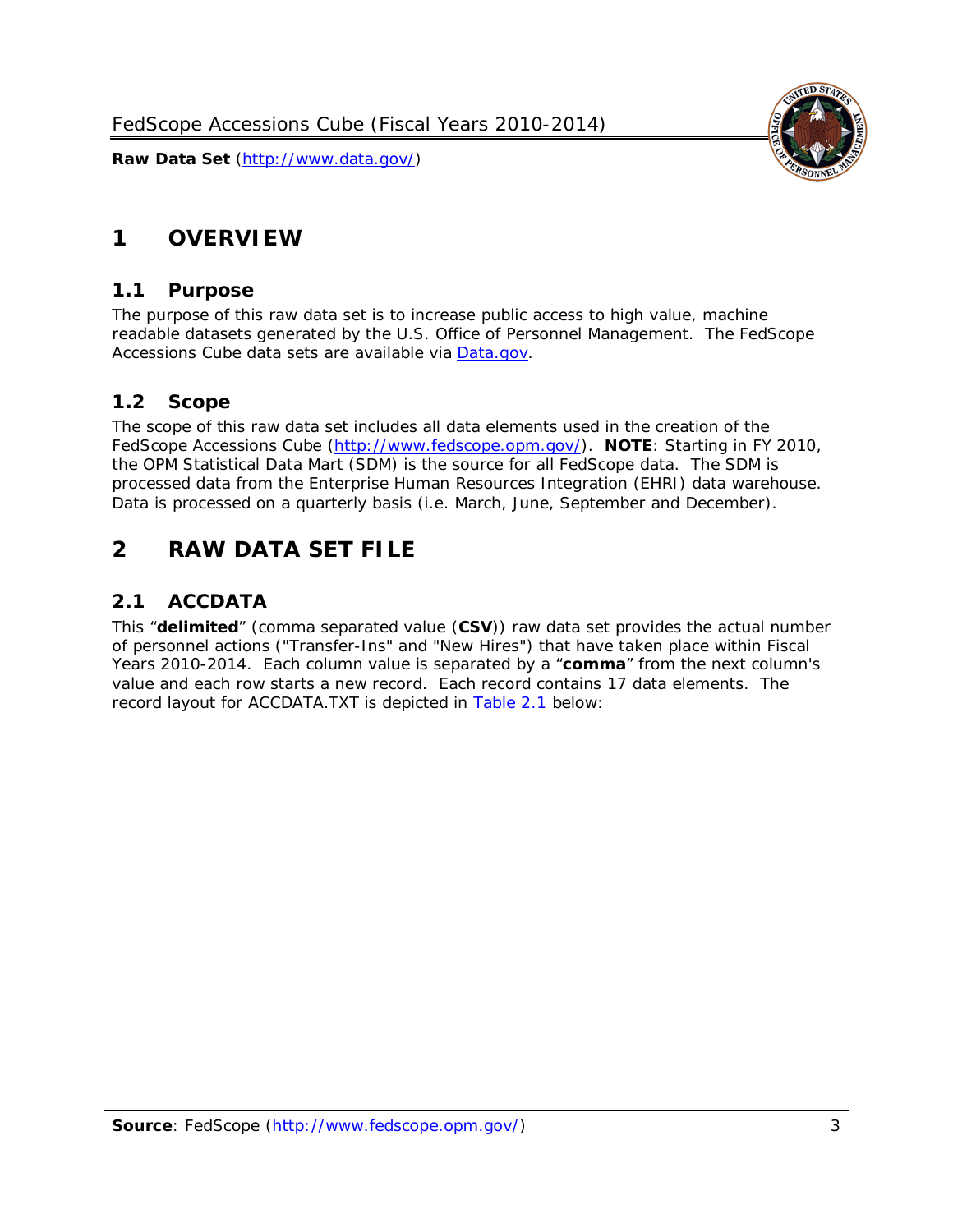# 1 OVERVIEW

## 1.1 Purpose

The purpose of this raw data set is to increase public access to high value, machine readable datasets generated by the U.S. Office of Personnel Management. The FedScope Accessions Cube data sets are available via [Data.gov](http://www.data.gov/).

## 1.2 Scope

The scope of this raw data set includes all data elements used in the creation of the FedScope Accessions Cube ([http://www.fedscope.opm.gov/](http://www.fedscope.opm.gov/)). **NOTE**: Starting in FY 2010, the OPM Statistical Data Mart (SDM) is the source for all FedScope data. The SDM is processed data from the Enterprise Human Resources Integration (EHRI) data warehouse. Data is processed on a quarterly basis (i.e. March, June, September and December).

# 2 RAW DATA SET FILE

## 2.1 ACCDATA

This "**delimited**" (comma separated value (**CSV**)) raw data set provides the actual number of personnel actions ("Transfer-Ins" and "New Hires") that have taken place within Fiscal Years 2010-2014. Each column value is separated by a "**comma**" from the next column's value and each row starts a new record. Each record contains 17 data elements. The record layout for ACCDATA.TXT is depicted in Table 2.1 below: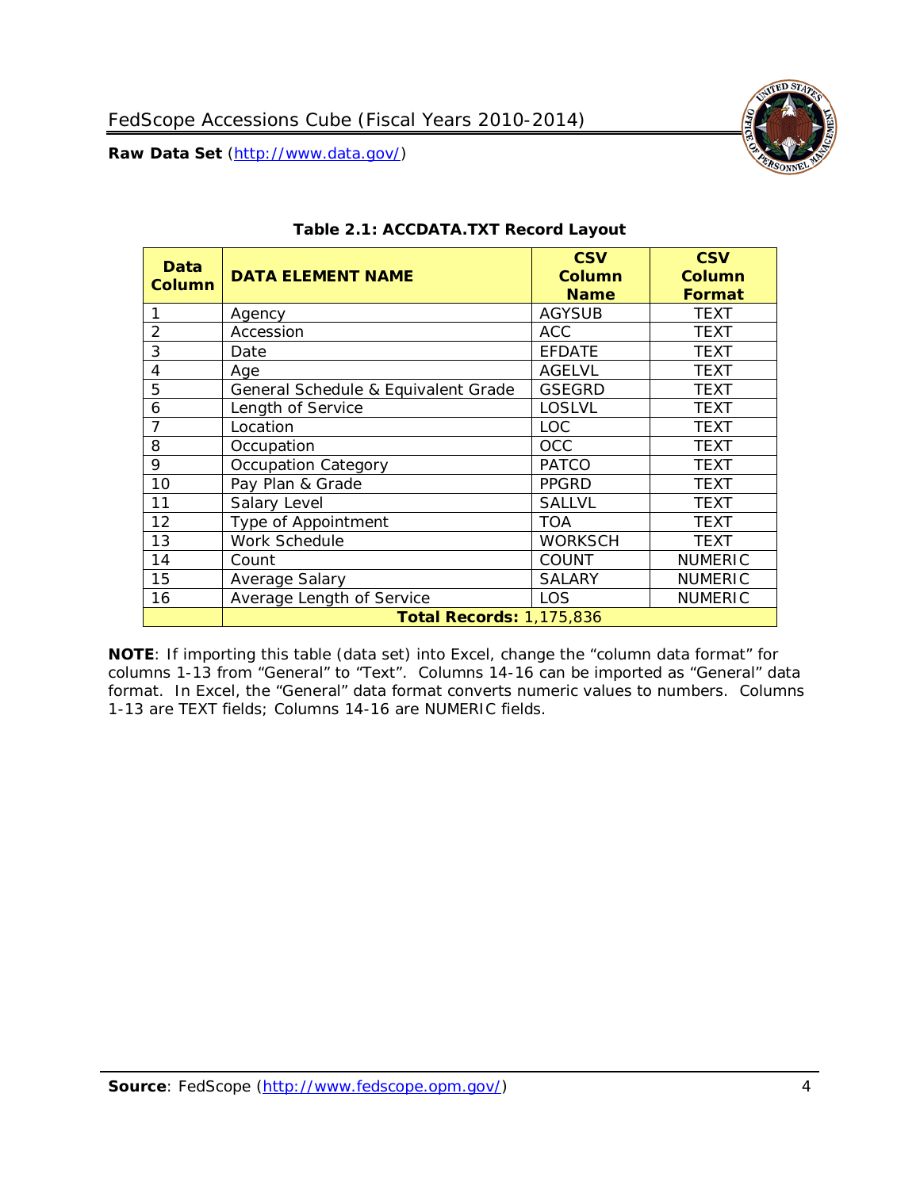**Table 2.1: ACCDATA.TXT Record Layout**

| Data Column | DATA ELEMENT NAME | CSV Column Name | CSV Column Format |
|---|---|---|---|
| 1 | Agency | AGYSUB | TEXT |
| 2 | Accession | ACC | TEXT |
| 3 | Date | EFDATE | TEXT |
| 4 | Age | AGELVL | TEXT |
| 5 | General Schedule & Equivalent Grade | GSEGRD | TEXT |
| 6 | Length of Service | LOSLVL | TEXT |
| 7 | Location | LOC | TEXT |
| 8 | Occupation | OCC | TEXT |
| 9 | Occupation Category | PATCO | TEXT |
| 10 | Pay Plan & Grade | PPGRD | TEXT |
| 11 | Salary Level | SALLVL | TEXT |
| 12 | Type of Appointment | TOA | TEXT |
| 13 | Work Schedule | WORKSCH | TEXT |
| 14 | Count | COUNT | NUMERIC |
| 15 | Average Salary | SALARY | NUMERIC |
| 16 | Average Length of Service | LOS | NUMERIC |
| | **Total Records:** 1,175,836 | | |

**NOTE**: If importing this table (data set) into Excel, change the "column data format" for columns 1-13 from "General" to "Text". Columns 14-16 can be imported as "General" data format. In Excel, the "General" data format converts numeric values to numbers. Columns 1-13 are TEXT fields; Columns 14-16 are NUMERIC fields.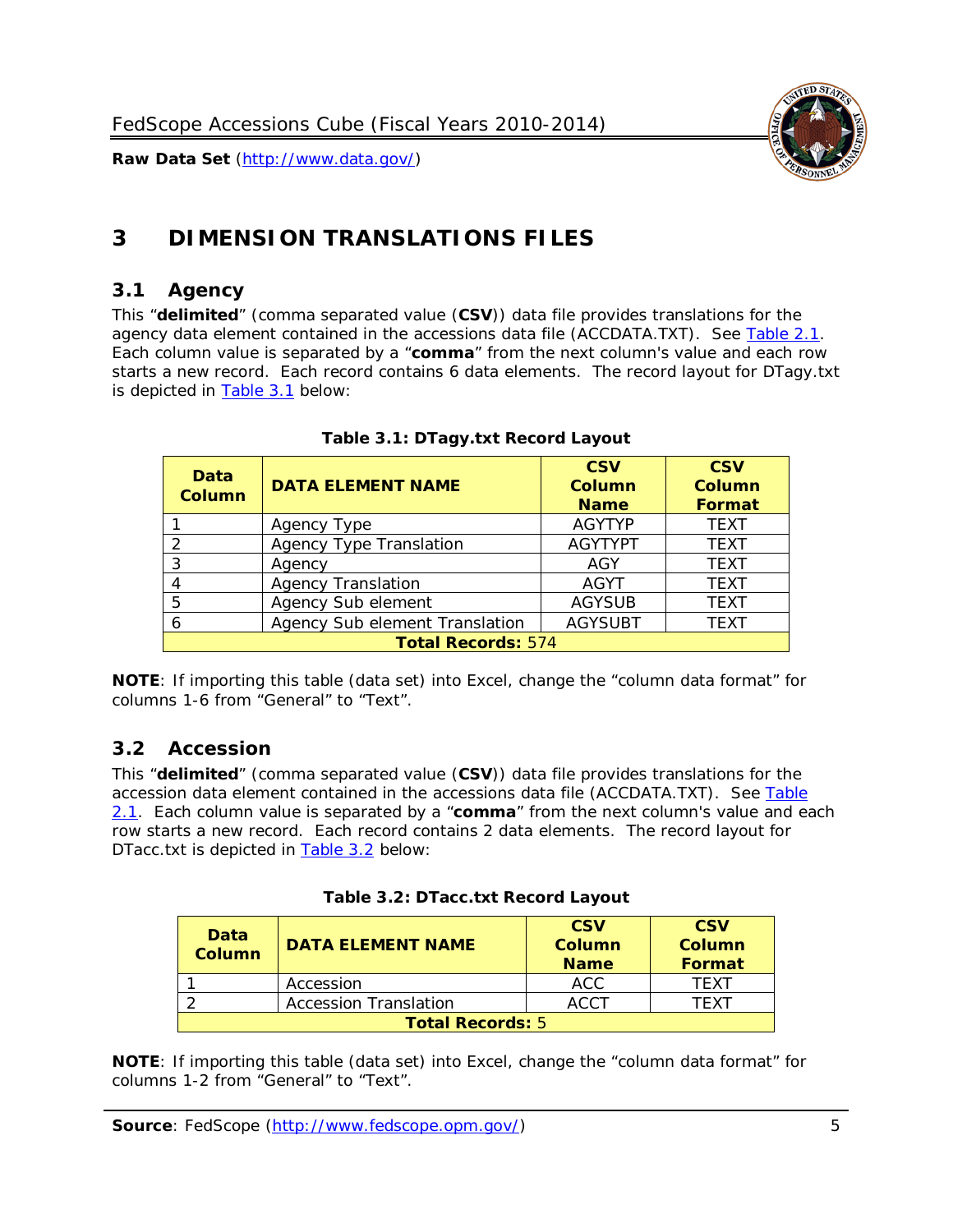# 3 DIMENSION TRANSLATIONS FILES

## 3.1 Agency

This "**delimited**" (comma separated value (**CSV**)) data file provides translations for the agency data element contained in the accessions data file (ACCDATA.TXT). See Table 2.1. Each column value is separated by a "**comma**" from the next column's value and each row starts a new record. Each record contains 6 data elements. The record layout for DTagy.txt is depicted in Table 3.1 below:

**Table 3.1: DTagy.txt Record Layout**

| Data Column | DATA ELEMENT NAME | CSV Column Name | CSV Column Format |
|---|---|---|---|
| 1 | Agency Type | AGYTYP | TEXT |
| 2 | Agency Type Translation | AGYTYPT | TEXT |
| 3 | Agency | AGY | TEXT |
| 4 | Agency Translation | AGYT | TEXT |
| 5 | Agency Sub element | AGYSUB | TEXT |
| 6 | Agency Sub element Translation | AGYSUBT | TEXT |
| **Total Records:** 574 | | | |

**NOTE**: If importing this table (data set) into Excel, change the "column data format" for columns 1-6 from "General" to "Text".

## 3.2 Accession

This "**delimited**" (comma separated value (**CSV**)) data file provides translations for the accession data element contained in the accessions data file (ACCDATA.TXT). See Table 2.1. Each column value is separated by a "**comma**" from the next column's value and each row starts a new record. Each record contains 2 data elements. The record layout for DTacc.txt is depicted in Table 3.2 below:

**Table 3.2: DTacc.txt Record Layout**

| Data Column | DATA ELEMENT NAME | CSV Column Name | CSV Column Format |
|---|---|---|---|
| 1 | Accession | ACC | TEXT |
| 2 | Accession Translation | ACCT | TEXT |
| **Total Records:** 5 | | | |

**NOTE**: If importing this table (data set) into Excel, change the "column data format" for columns 1-2 from "General" to "Text".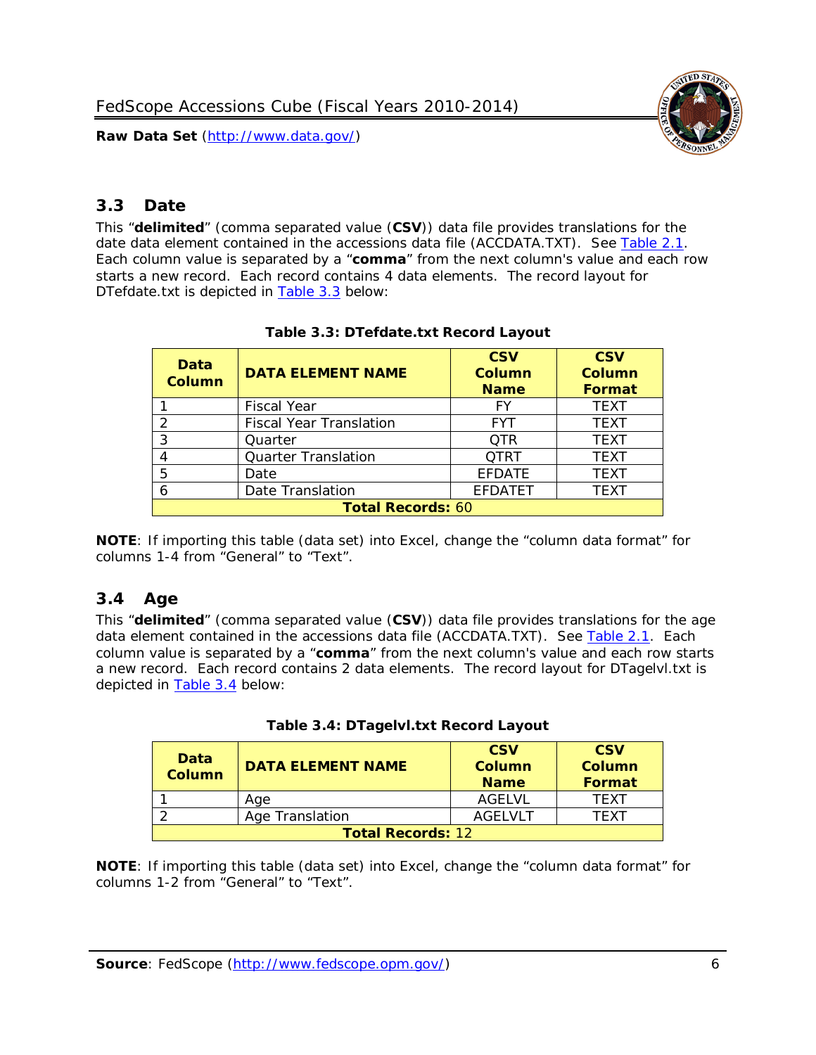## 3.3 Date

This "**delimited**" (comma separated value (**CSV**)) data file provides translations for the date data element contained in the accessions data file (ACCDATA.TXT). See Table 2.1. Each column value is separated by a "**comma**" from the next column's value and each row starts a new record. Each record contains 4 data elements. The record layout for DTefdate.txt is depicted in Table 3.3 below:

**Table 3.3: DTefdate.txt Record Layout**

| Data Column | DATA ELEMENT NAME | CSV Column Name | CSV Column Format |
|---|---|---|---|
| 1 | Fiscal Year | FY | TEXT |
| 2 | Fiscal Year Translation | FYT | TEXT |
| 3 | Quarter | QTR | TEXT |
| 4 | Quarter Translation | QTRT | TEXT |
| 5 | Date | EFDATE | TEXT |
| 6 | Date Translation | EFDATET | TEXT |
| **Total Records:** 60 | | | |

**NOTE**: If importing this table (data set) into Excel, change the "column data format" for columns 1-4 from "General" to "Text".

## 3.4 Age

This "**delimited**" (comma separated value (**CSV**)) data file provides translations for the age data element contained in the accessions data file (ACCDATA.TXT). See Table 2.1. Each column value is separated by a "**comma**" from the next column's value and each row starts a new record. Each record contains 2 data elements. The record layout for DTagelvl.txt is depicted in Table 3.4 below:

**Table 3.4: DTagelvl.txt Record Layout**

| Data Column | DATA ELEMENT NAME | CSV Column Name | CSV Column Format |
|---|---|---|---|
| 1 | Age | AGELVL | TEXT |
| 2 | Age Translation | AGELVLT | TEXT |
| **Total Records:** 12 | | | |

**NOTE**: If importing this table (data set) into Excel, change the "column data format" for columns 1-2 from "General" to "Text".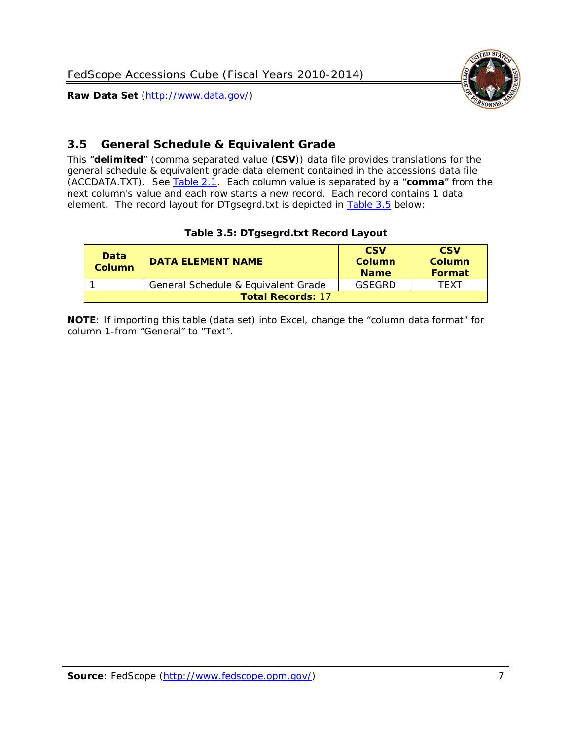## 3.5 General Schedule & Equivalent Grade

This "**delimited**" (comma separated value (**CSV**)) data file provides translations for the general schedule & equivalent grade data element contained in the accessions data file (ACCDATA.TXT). See Table 2.1. Each column value is separated by a "**comma**" from the next column's value and each row starts a new record. Each record contains 1 data element. The record layout for DTgsegrd.txt is depicted in Table 3.5 below:

**Table 3.5: DTgsegrd.txt Record Layout**

| Data Column | DATA ELEMENT NAME | CSV Column Name | CSV Column Format |
|---|---|---|---|
| 1 | General Schedule & Equivalent Grade | GSEGRD | TEXT |
| **Total Records:** 17 | | | |

**NOTE**: If importing this table (data set) into Excel, change the "column data format" for column 1-from "General" to "Text".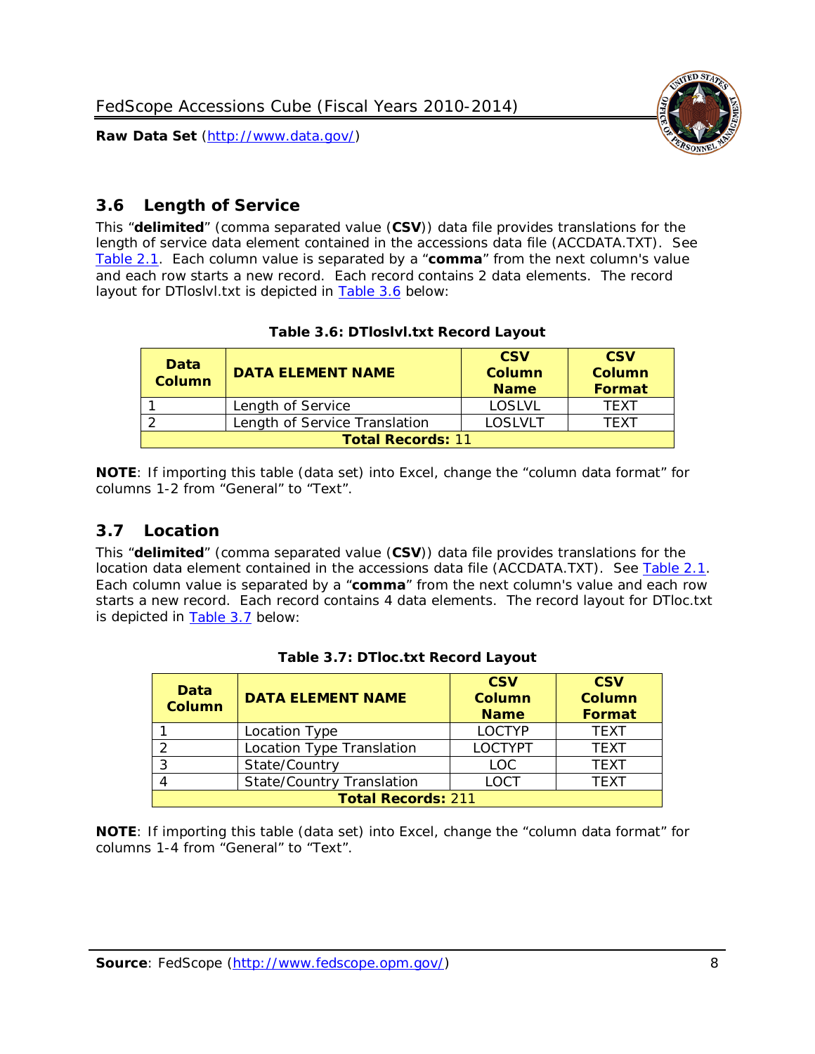## 3.6 Length of Service

This "**delimited**" (comma separated value (**CSV**)) data file provides translations for the length of service data element contained in the accessions data file (ACCDATA.TXT). See Table 2.1. Each column value is separated by a "**comma**" from the next column's value and each row starts a new record. Each record contains 2 data elements. The record layout for DTloslvl.txt is depicted in Table 3.6 below:

**Table 3.6: DTloslvl.txt Record Layout**

| Data Column | DATA ELEMENT NAME | CSV Column Name | CSV Column Format |
|---|---|---|---|
| 1 | Length of Service | LOSLVL | TEXT |
| 2 | Length of Service Translation | LOSLVLT | TEXT |
| **Total Records:** 11 | | | |

**NOTE**: If importing this table (data set) into Excel, change the "column data format" for columns 1-2 from "General" to "Text".

## 3.7 Location

This "**delimited**" (comma separated value (**CSV**)) data file provides translations for the location data element contained in the accessions data file (ACCDATA.TXT). See Table 2.1. Each column value is separated by a "**comma**" from the next column's value and each row starts a new record. Each record contains 4 data elements. The record layout for DTloc.txt is depicted in Table 3.7 below:

**Table 3.7: DTloc.txt Record Layout**

| Data Column | DATA ELEMENT NAME | CSV Column Name | CSV Column Format |
|---|---|---|---|
| 1 | Location Type | LOCTYP | TEXT |
| 2 | Location Type Translation | LOCTYPT | TEXT |
| 3 | State/Country | LOC | TEXT |
| 4 | State/Country Translation | LOCT | TEXT |
| **Total Records:** 211 | | | |

**NOTE**: If importing this table (data set) into Excel, change the "column data format" for columns 1-4 from "General" to "Text".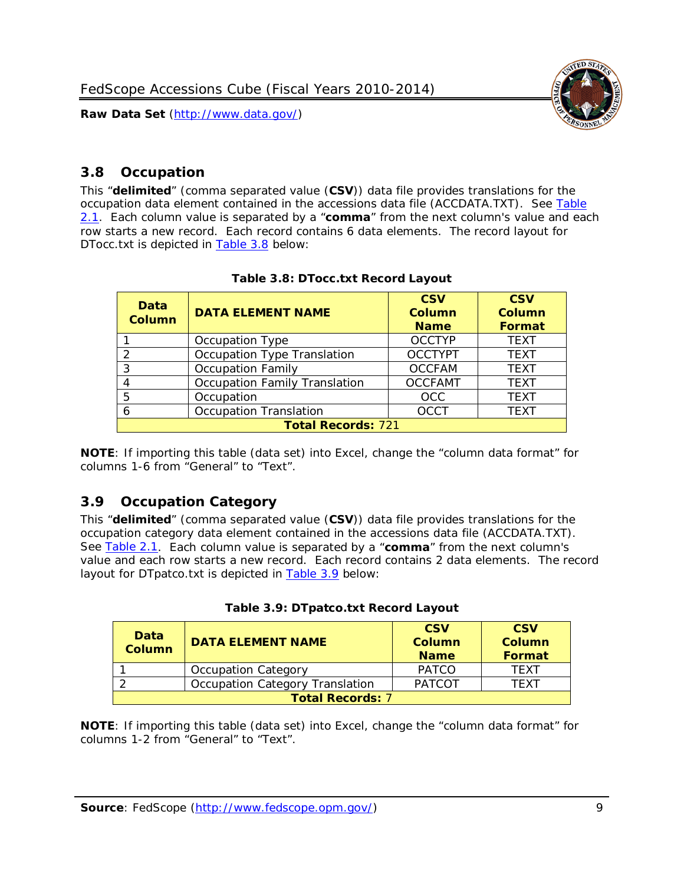## 3.8 Occupation

This "**delimited**" (comma separated value (**CSV**)) data file provides translations for the occupation data element contained in the accessions data file (ACCDATA.TXT). See Table 2.1. Each column value is separated by a "**comma**" from the next column's value and each row starts a new record. Each record contains 6 data elements. The record layout for DTocc.txt is depicted in Table 3.8 below:

**Table 3.8: DTocc.txt Record Layout**

| Data Column | DATA ELEMENT NAME | CSV Column Name | CSV Column Format |
|---|---|---|---|
| 1 | Occupation Type | OCCTYP | TEXT |
| 2 | Occupation Type Translation | OCCTYPT | TEXT |
| 3 | Occupation Family | OCCFAM | TEXT |
| 4 | Occupation Family Translation | OCCFAMT | TEXT |
| 5 | Occupation | OCC | TEXT |
| 6 | Occupation Translation | OCCT | TEXT |
| **Total Records:** 721 | | | |

**NOTE**: If importing this table (data set) into Excel, change the "column data format" for columns 1-6 from "General" to "Text".

## 3.9 Occupation Category

This "**delimited**" (comma separated value (**CSV**)) data file provides translations for the occupation category data element contained in the accessions data file (ACCDATA.TXT). See Table 2.1. Each column value is separated by a "**comma**" from the next column's value and each row starts a new record. Each record contains 2 data elements. The record layout for DTpatco.txt is depicted in Table 3.9 below:

**Table 3.9: DTpatco.txt Record Layout**

| Data Column | DATA ELEMENT NAME | CSV Column Name | CSV Column Format |
|---|---|---|---|
| 1 | Occupation Category | PATCO | TEXT |
| 2 | Occupation Category Translation | PATCOT | TEXT |
| **Total Records:** 7 | | | |

**NOTE**: If importing this table (data set) into Excel, change the "column data format" for columns 1-2 from "General" to "Text".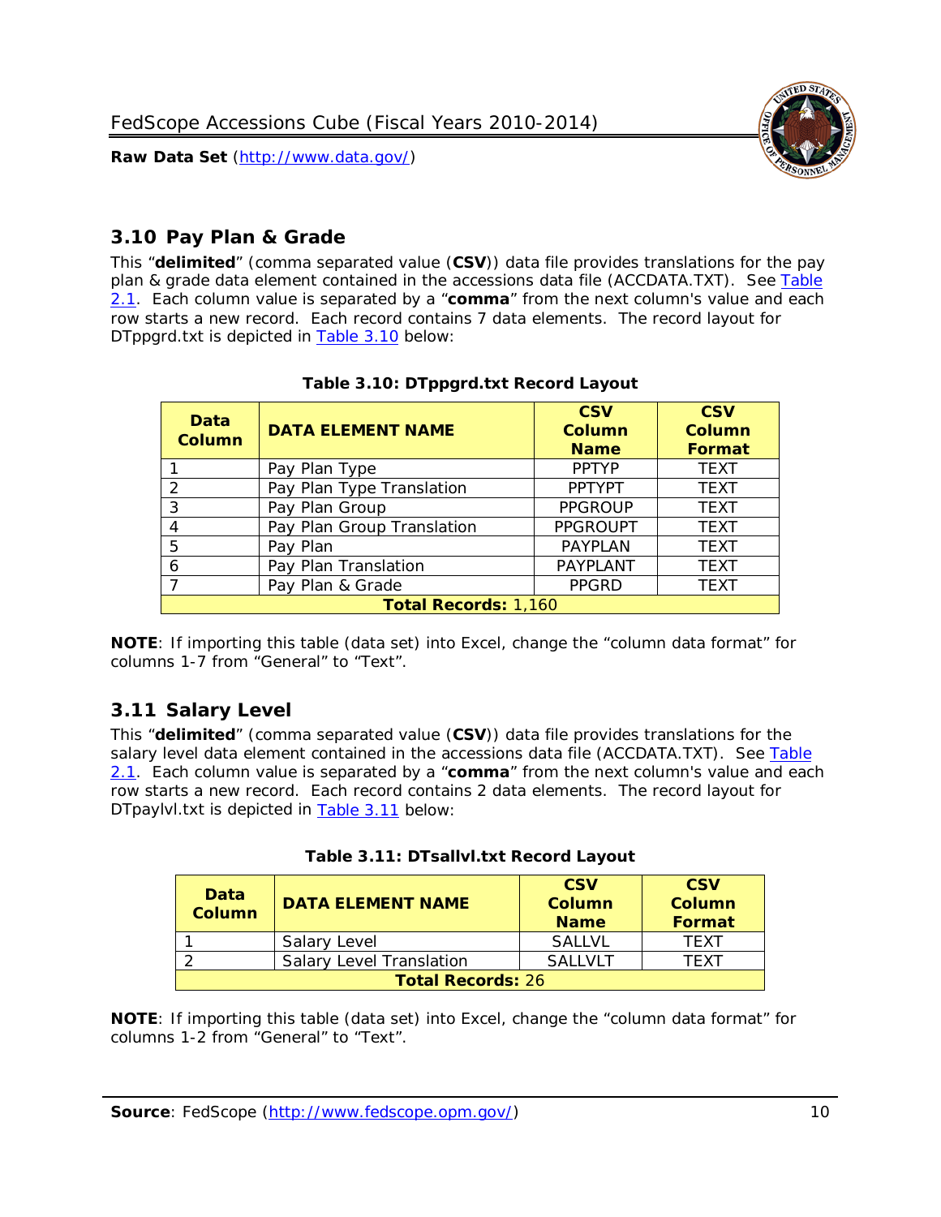## 3.10 Pay Plan & Grade

This "**delimited**" (comma separated value (**CSV**)) data file provides translations for the pay plan & grade data element contained in the accessions data file (ACCDATA.TXT). See Table 2.1. Each column value is separated by a "**comma**" from the next column's value and each row starts a new record. Each record contains 7 data elements. The record layout for DTppgrd.txt is depicted in Table 3.10 below:

**Table 3.10: DTppgrd.txt Record Layout**

| Data Column | DATA ELEMENT NAME | CSV Column Name | CSV Column Format |
|---|---|---|---|
| 1 | Pay Plan Type | PPTYP | TEXT |
| 2 | Pay Plan Type Translation | PPTYPT | TEXT |
| 3 | Pay Plan Group | PPGROUP | TEXT |
| 4 | Pay Plan Group Translation | PPGROUPT | TEXT |
| 5 | Pay Plan | PAYPLAN | TEXT |
| 6 | Pay Plan Translation | PAYPLANT | TEXT |
| 7 | Pay Plan & Grade | PPGRD | TEXT |
| **Total Records:** 1,160 | | | |

**NOTE**: If importing this table (data set) into Excel, change the "column data format" for columns 1-7 from "General" to "Text".

## 3.11 Salary Level

This "**delimited**" (comma separated value (**CSV**)) data file provides translations for the salary level data element contained in the accessions data file (ACCDATA.TXT). See Table 2.1. Each column value is separated by a "**comma**" from the next column's value and each row starts a new record. Each record contains 2 data elements. The record layout for DTpaylvl.txt is depicted in Table 3.11 below:

**Table 3.11: DTsallvl.txt Record Layout**

| Data Column | DATA ELEMENT NAME | CSV Column Name | CSV Column Format |
|---|---|---|---|
| 1 | Salary Level | SALLVL | TEXT |
| 2 | Salary Level Translation | SALLVLT | TEXT |
| **Total Records:** 26 | | | |

**NOTE**: If importing this table (data set) into Excel, change the "column data format" for columns 1-2 from "General" to "Text".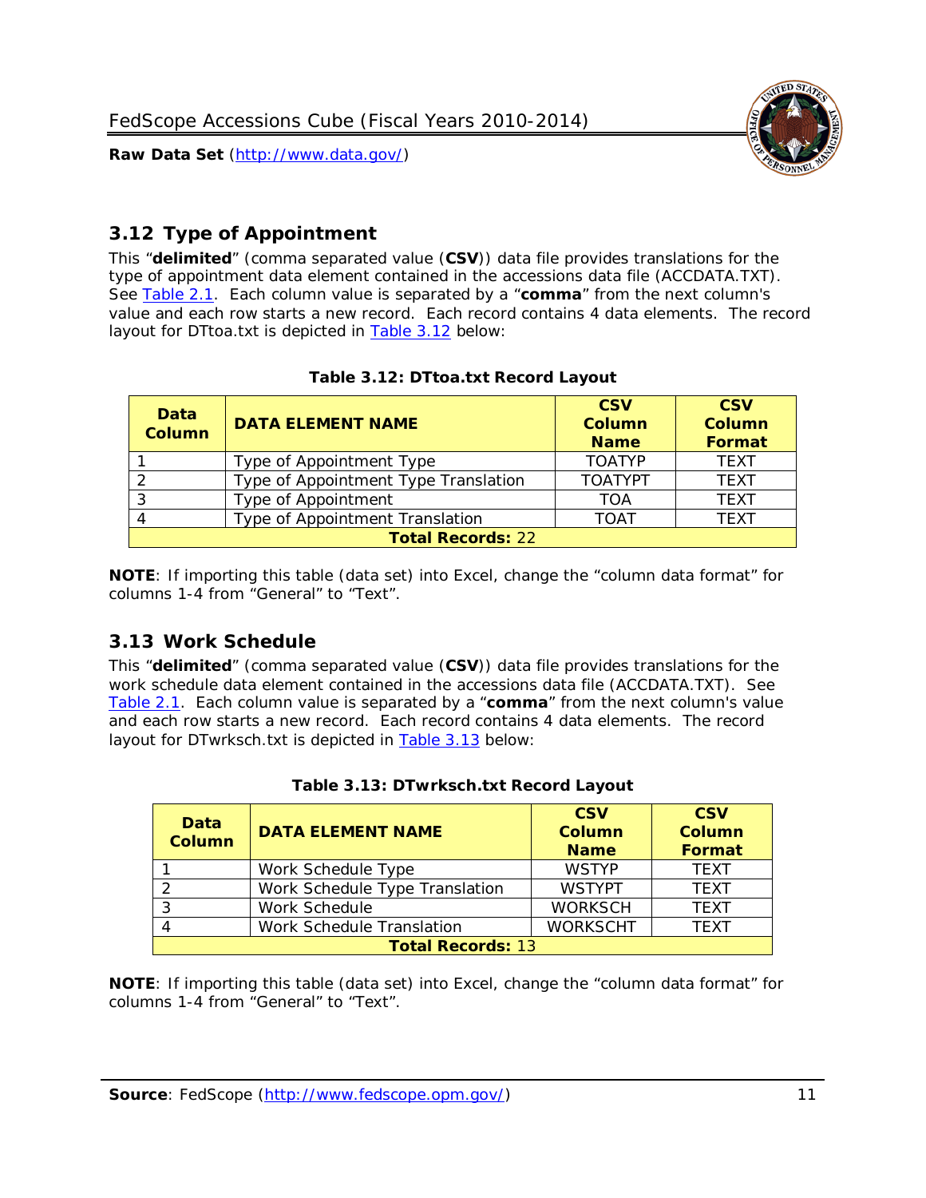## 3.12 Type of Appointment

This "**delimited**" (comma separated value (**CSV**)) data file provides translations for the type of appointment data element contained in the accessions data file (ACCDATA.TXT). See Table 2.1. Each column value is separated by a "**comma**" from the next column's value and each row starts a new record. Each record contains 4 data elements. The record layout for DTtoa.txt is depicted in Table 3.12 below:

**Table 3.12: DTtoa.txt Record Layout**

| Data Column | DATA ELEMENT NAME | CSV Column Name | CSV Column Format |
|---|---|---|---|
| 1 | Type of Appointment Type | TOATYP | TEXT |
| 2 | Type of Appointment Type Translation | TOATYPT | TEXT |
| 3 | Type of Appointment | TOA | TEXT |
| 4 | Type of Appointment Translation | TOAT | TEXT |
| **Total Records:** 22 | | | |

**NOTE**: If importing this table (data set) into Excel, change the "column data format" for columns 1-4 from "General" to "Text".

## 3.13 Work Schedule

This "**delimited**" (comma separated value (**CSV**)) data file provides translations for the work schedule data element contained in the accessions data file (ACCDATA.TXT). See Table 2.1. Each column value is separated by a "**comma**" from the next column's value and each row starts a new record. Each record contains 4 data elements. The record layout for DTwrksch.txt is depicted in Table 3.13 below:

**Table 3.13: DTwrksch.txt Record Layout**

| Data Column | DATA ELEMENT NAME | CSV Column Name | CSV Column Format |
|---|---|---|---|
| 1 | Work Schedule Type | WSTYP | TEXT |
| 2 | Work Schedule Type Translation | WSTYPT | TEXT |
| 3 | Work Schedule | WORKSCH | TEXT |
| 4 | Work Schedule Translation | WORKSCHT | TEXT |
| **Total Records:** 13 | | | |

**NOTE**: If importing this table (data set) into Excel, change the "column data format" for columns 1-4 from "General" to "Text".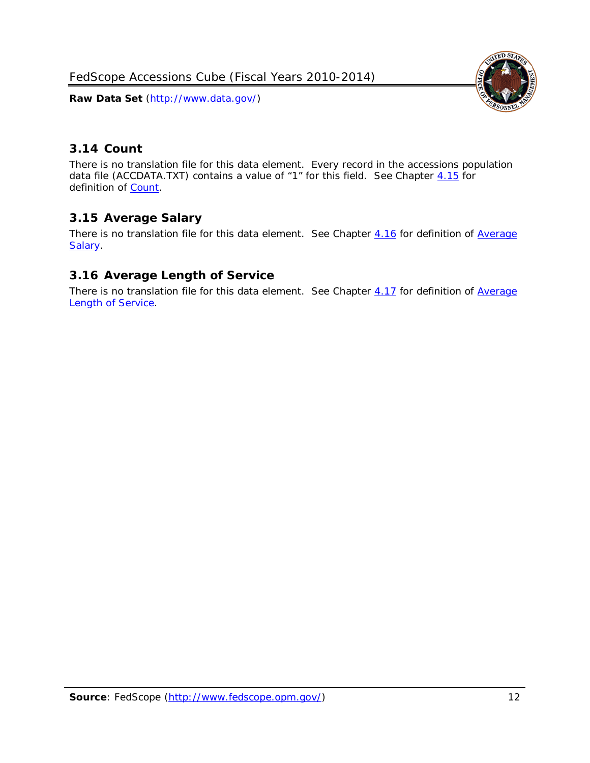## 3.14 Count

There is no translation file for this data element. Every record in the accessions population data file (ACCDATA.TXT) contains a value of "1" for this field. See Chapter 4.15 for definition of Count.

## 3.15 Average Salary

There is no translation file for this data element. See Chapter 4.16 for definition of Average Salary.

## 3.16 Average Length of Service

There is no translation file for this data element. See Chapter 4.17 for definition of Average Length of Service.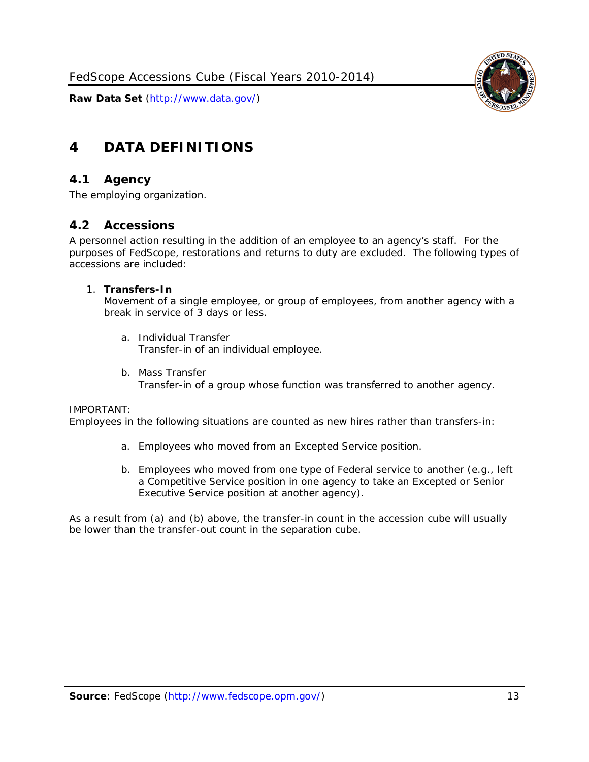# 4 DATA DEFINITIONS

## 4.1 Agency

The employing organization.

## 4.2 Accessions

A personnel action resulting in the addition of an employee to an agency's staff. For the purposes of FedScope, restorations and returns to duty are excluded. The following types of accessions are included:

1. **Transfers-In**
   Movement of a single employee, or group of employees, from another agency with a break in service of 3 days or less.

   a. Individual Transfer
      Transfer-in of an individual employee.

   b. Mass Transfer
      Transfer-in of a group whose function was transferred to another agency.

IMPORTANT:
Employees in the following situations are counted as new hires rather than transfers-in:

a. Employees who moved from an Excepted Service position.

b. Employees who moved from one type of Federal service to another (e.g., left a Competitive Service position in one agency to take an Excepted or Senior Executive Service position at another agency).

As a result from (a) and (b) above, the transfer-in count in the accession cube will usually be lower than the transfer-out count in the separation cube.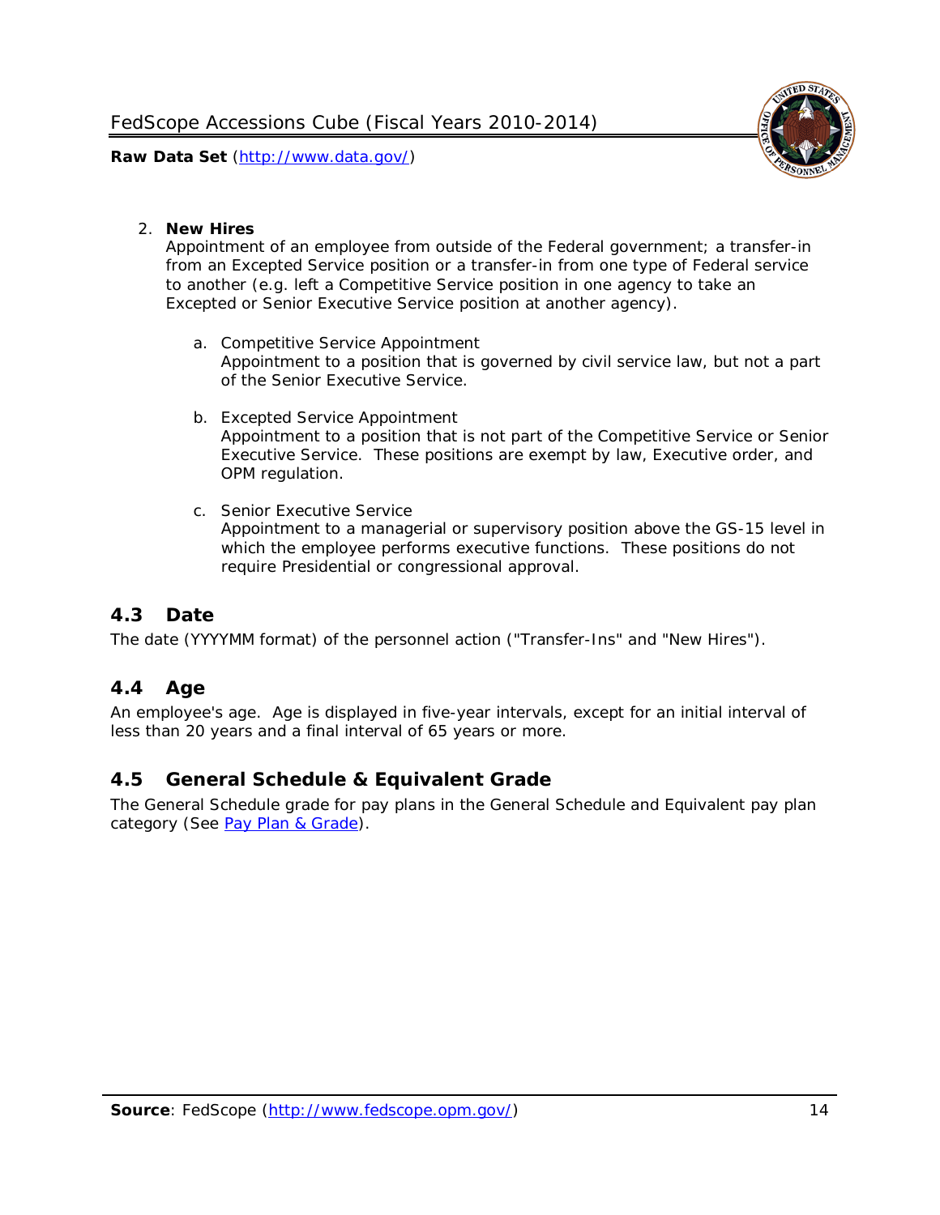2. **New Hires**
   Appointment of an employee from outside of the Federal government; a transfer-in from an Excepted Service position or a transfer-in from one type of Federal service to another (e.g. left a Competitive Service position in one agency to take an Excepted or Senior Executive Service position at another agency).

    a. Competitive Service Appointment
       Appointment to a position that is governed by civil service law, but not a part of the Senior Executive Service.

    b. Excepted Service Appointment
       Appointment to a position that is not part of the Competitive Service or Senior Executive Service. These positions are exempt by law, Executive order, and OPM regulation.

    c. Senior Executive Service
       Appointment to a managerial or supervisory position above the GS-15 level in which the employee performs executive functions. These positions do not require Presidential or congressional approval.

## 4.3 Date

The date (YYYYMM format) of the personnel action ("Transfer-Ins" and "New Hires").

## 4.4 Age

An employee's age. Age is displayed in five-year intervals, except for an initial interval of less than 20 years and a final interval of 65 years or more.

## 4.5 General Schedule & Equivalent Grade

The General Schedule grade for pay plans in the General Schedule and Equivalent pay plan category (See [Pay Plan & Grade](#)).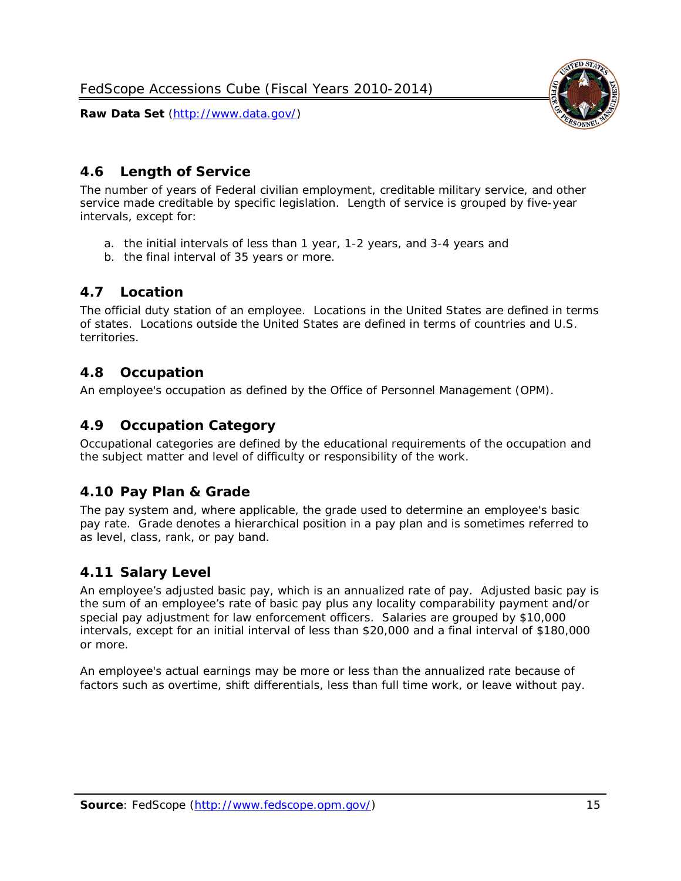## 4.6 Length of Service

The number of years of Federal civilian employment, creditable military service, and other service made creditable by specific legislation. Length of service is grouped by five-year intervals, except for:

a. the initial intervals of less than 1 year, 1-2 years, and 3-4 years and
b. the final interval of 35 years or more.

## 4.7 Location

The official duty station of an employee. Locations in the United States are defined in terms of states. Locations outside the United States are defined in terms of countries and U.S. territories.

## 4.8 Occupation

An employee's occupation as defined by the Office of Personnel Management (OPM).

## 4.9 Occupation Category

Occupational categories are defined by the educational requirements of the occupation and the subject matter and level of difficulty or responsibility of the work.

## 4.10 Pay Plan & Grade

The pay system and, where applicable, the grade used to determine an employee's basic pay rate. Grade denotes a hierarchical position in a pay plan and is sometimes referred to as level, class, rank, or pay band.

## 4.11 Salary Level

An employee's adjusted basic pay, which is an annualized rate of pay. Adjusted basic pay is the sum of an employee's rate of basic pay plus any locality comparability payment and/or special pay adjustment for law enforcement officers. Salaries are grouped by $10,000 intervals, except for an initial interval of less than $20,000 and a final interval of $180,000 or more.

An employee's actual earnings may be more or less than the annualized rate because of factors such as overtime, shift differentials, less than full time work, or leave without pay.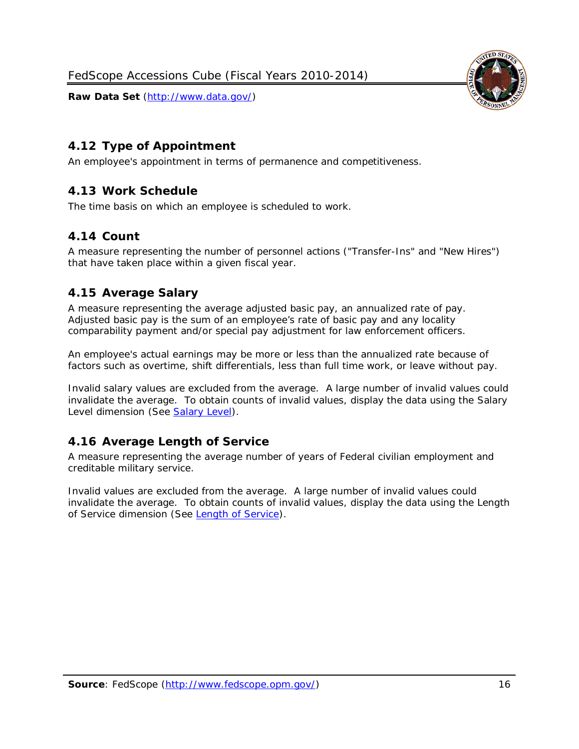## 4.12 Type of Appointment

An employee's appointment in terms of permanence and competitiveness.

## 4.13 Work Schedule

The time basis on which an employee is scheduled to work.

## 4.14 Count

A measure representing the number of personnel actions ("Transfer-Ins" and "New Hires") that have taken place within a given fiscal year.

## 4.15 Average Salary

A measure representing the average adjusted basic pay, an annualized rate of pay. Adjusted basic pay is the sum of an employee's rate of basic pay and any locality comparability payment and/or special pay adjustment for law enforcement officers.

An employee's actual earnings may be more or less than the annualized rate because of factors such as overtime, shift differentials, less than full time work, or leave without pay.

Invalid salary values are excluded from the average. A large number of invalid values could invalidate the average. To obtain counts of invalid values, display the data using the Salary Level dimension (See Salary Level).

## 4.16 Average Length of Service

A measure representing the average number of years of Federal civilian employment and creditable military service.

Invalid values are excluded from the average. A large number of invalid values could invalidate the average. To obtain counts of invalid values, display the data using the Length of Service dimension (See Length of Service).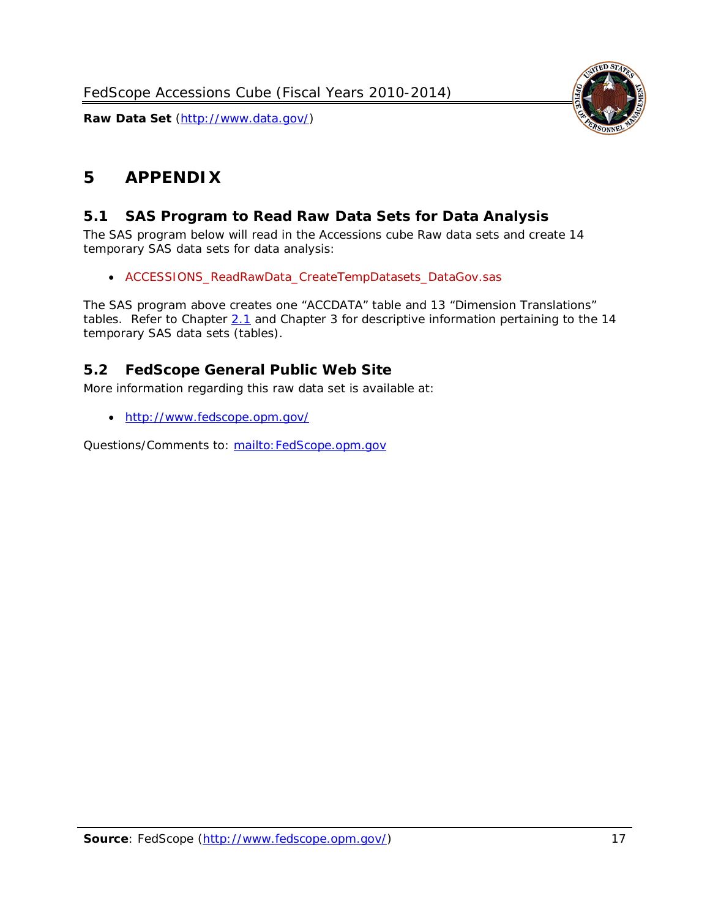# 5 APPENDIX

## 5.1 SAS Program to Read Raw Data Sets for Data Analysis

The SAS program below will read in the Accessions cube Raw data sets and create 14 temporary SAS data sets for data analysis:

- ACCESSIONS_ReadRawData_CreateTempDatasets_DataGov.sas

The SAS program above creates one "ACCDATA" table and 13 "Dimension Translations" tables. Refer to Chapter 2.1 and Chapter 3 for descriptive information pertaining to the 14 temporary SAS data sets (tables).

## 5.2 FedScope General Public Web Site

More information regarding this raw data set is available at:

- http://www.fedscope.opm.gov/

Questions/Comments to: mailto:FedScope.opm.gov